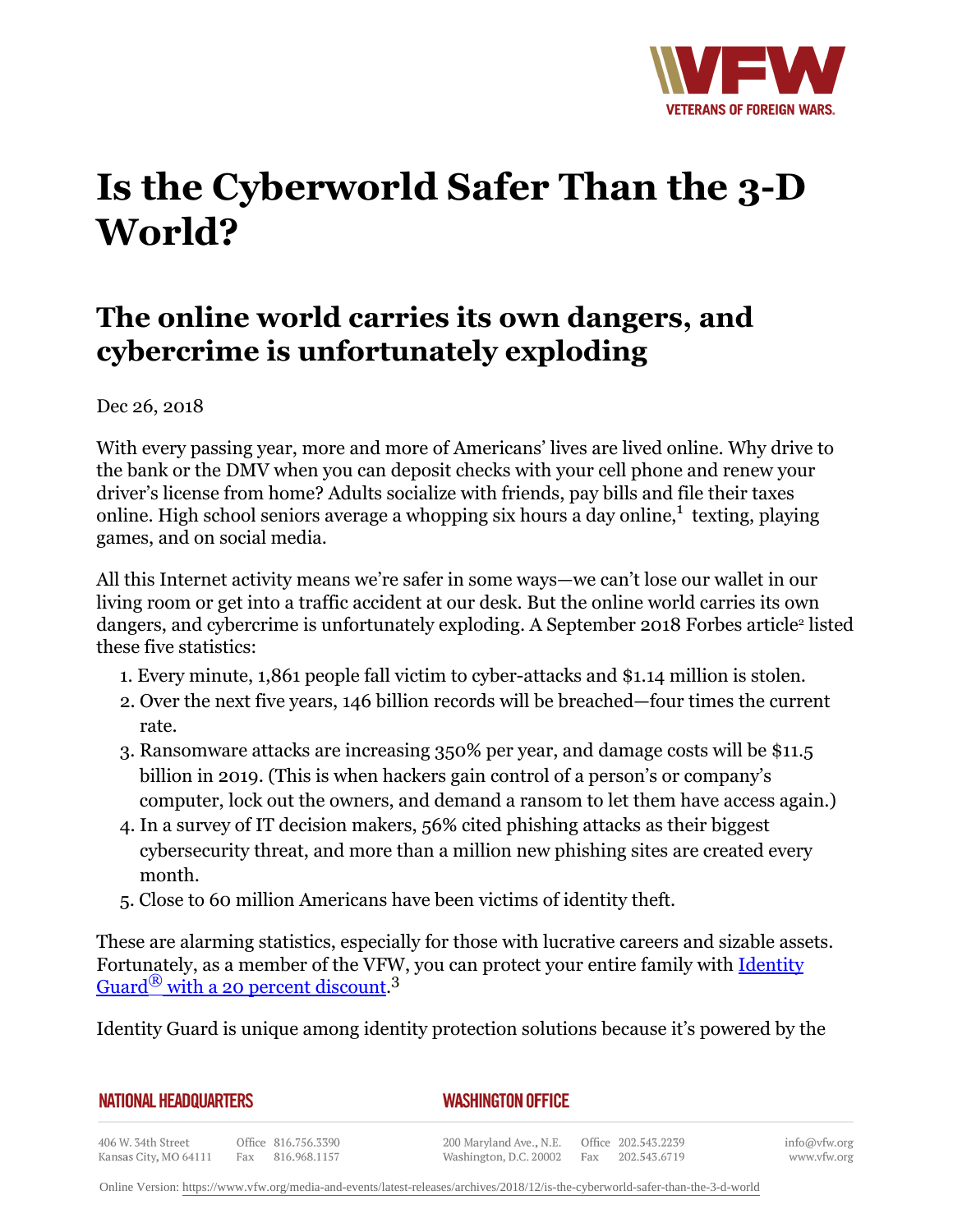# Is the Cyberworld Safer Than the 3-D World?

## The online world carries its own dangers, and cybercrime is unfortunately exploding

Dec 26, 2018

With every passing year, more and more of Americans' lives are lived online. Why drive to the bank or the DMV when you can deposit checks with your cell phone and renew your driver's license from home? Adults socialize with friends, pay bills and file their taxes online. High school seniors average a whopping six hours a day online,[1] texting, playing games, and on social media.

All this Internet activity means we're safer in some ways—we can't lose our wallet in our living room or get into a traffic accident at our desk. But the online world carries its own dangers, and cybercrime is unfortunately exploding. A September 2018 Forbes article[2] listed these five statistics:

1. Every minute, 1,861 people fall victim to cyber-attacks and $1.14 million is stolen.
2. Over the next five years, 146 billion records will be breached—four times the current rate.
3. Ransomware attacks are increasing 350% per year, and damage costs will be $11.5 billion in 2019. (This is when hackers gain control of a person's or company's computer, lock out the owners, and demand a ransom to let them have access again.)
4. In a survey of IT decision makers, 56% cited phishing attacks as their biggest cybersecurity threat, and more than a million new phishing sites are created every month.
5. Close to 60 million Americans have been victims of identity theft.

These are alarming statistics, especially for those with lucrative careers and sizable assets. Fortunately, as a member of the VFW, you can protect your entire family with Identity Guard® with a 20 percent discount.[3]

Identity Guard is unique among identity protection solutions because it's powered by the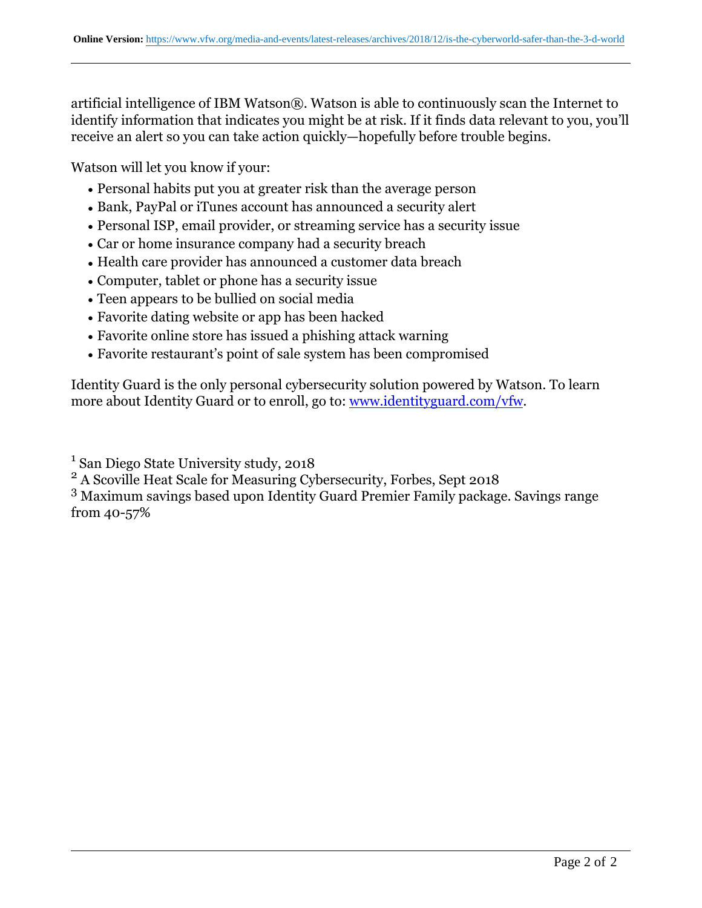artificial intelligence of IBM Watson®. Watson is able to continuously scan the Internet to identify information that indicates you might be at risk. If it finds data relevant to you, you'll receive an alert so you can take action quickly—hopefully before trouble begins.

Watson will let you know if your:

- Personal habits put you at greater risk than the average person
- Bank, PayPal or iTunes account has announced a security alert
- Personal ISP, email provider, or streaming service has a security issue
- Car or home insurance company had a security breach
- Health care provider has announced a customer data breach
- Computer, tablet or phone has a security issue
- Teen appears to be bullied on social media
- Favorite dating website or app has been hacked
- Favorite online store has issued a phishing attack warning
- Favorite restaurant's point of sale system has been compromised

Identity Guard is the only personal cybersecurity solution powered by Watson. To learn more about Identity Guard or to enroll, go to: [www.identityguard.com/vfw](http://www.identityguard.com/vfw).

[1] San Diego State University study, 2018
[2] A Scoville Heat Scale for Measuring Cybersecurity, Forbes, Sept 2018
[3] Maximum savings based upon Identity Guard Premier Family package. Savings range from 40-57%